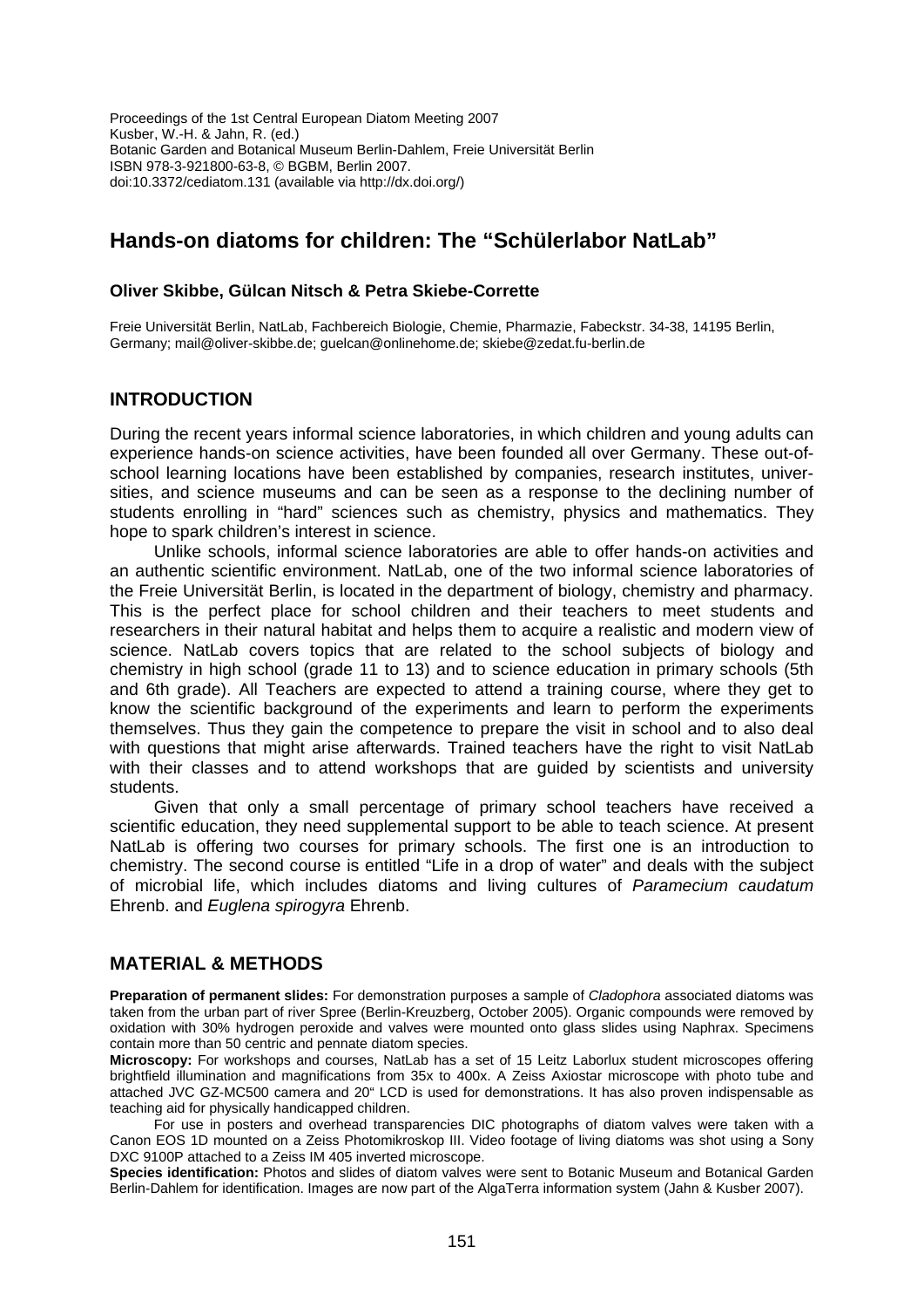Proceedings of the 1st Central European Diatom Meeting 2007
Kusber, W.-H. & Jahn, R. (ed.)
Botanic Garden and Botanical Museum Berlin-Dahlem, Freie Universität Berlin
ISBN 978-3-921800-63-8, © BGBM, Berlin 2007.
doi:10.3372/cediatom.131 (available via http://dx.doi.org/)

# Hands-on diatoms for children: The "Schülerlabor NatLab"

**Oliver Skibbe, Gülcan Nitsch & Petra Skiebe-Corrette**

Freie Universität Berlin, NatLab, Fachbereich Biologie, Chemie, Pharmazie, Fabeckstr. 34-38, 14195 Berlin, Germany; mail@oliver-skibbe.de; guelcan@onlinehome.de; skiebe@zedat.fu-berlin.de

## INTRODUCTION

During the recent years informal science laboratories, in which children and young adults can experience hands-on science activities, have been founded all over Germany. These out-of-school learning locations have been established by companies, research institutes, universities, and science museums and can be seen as a response to the declining number of students enrolling in "hard" sciences such as chemistry, physics and mathematics. They hope to spark children's interest in science.

Unlike schools, informal science laboratories are able to offer hands-on activities and an authentic scientific environment. NatLab, one of the two informal science laboratories of the Freie Universität Berlin, is located in the department of biology, chemistry and pharmacy. This is the perfect place for school children and their teachers to meet students and researchers in their natural habitat and helps them to acquire a realistic and modern view of science. NatLab covers topics that are related to the school subjects of biology and chemistry in high school (grade 11 to 13) and to science education in primary schools (5th and 6th grade). All Teachers are expected to attend a training course, where they get to know the scientific background of the experiments and learn to perform the experiments themselves. Thus they gain the competence to prepare the visit in school and to also deal with questions that might arise afterwards. Trained teachers have the right to visit NatLab with their classes and to attend workshops that are guided by scientists and university students.

Given that only a small percentage of primary school teachers have received a scientific education, they need supplemental support to be able to teach science. At present NatLab is offering two courses for primary schools. The first one is an introduction to chemistry. The second course is entitled "Life in a drop of water" and deals with the subject of microbial life, which includes diatoms and living cultures of *Paramecium caudatum* Ehrenb. and *Euglena spirogyra* Ehrenb.

## MATERIAL & METHODS

**Preparation of permanent slides:** For demonstration purposes a sample of *Cladophora* associated diatoms was taken from the urban part of river Spree (Berlin-Kreuzberg, October 2005). Organic compounds were removed by oxidation with 30% hydrogen peroxide and valves were mounted onto glass slides using Naphrax. Specimens contain more than 50 centric and pennate diatom species.

**Microscopy:** For workshops and courses, NatLab has a set of 15 Leitz Laborlux student microscopes offering brightfield illumination and magnifications from 35x to 400x. A Zeiss Axiostar microscope with photo tube and attached JVC GZ-MC500 camera and 20" LCD is used for demonstrations. It has also proven indispensable as teaching aid for physically handicapped children.

For use in posters and overhead transparencies DIC photographs of diatom valves were taken with a Canon EOS 1D mounted on a Zeiss Photomikroskop III. Video footage of living diatoms was shot using a Sony DXC 9100P attached to a Zeiss IM 405 inverted microscope.

**Species identification:** Photos and slides of diatom valves were sent to Botanic Museum and Botanical Garden Berlin-Dahlem for identification. Images are now part of the AlgaTerra information system (Jahn & Kusber 2007).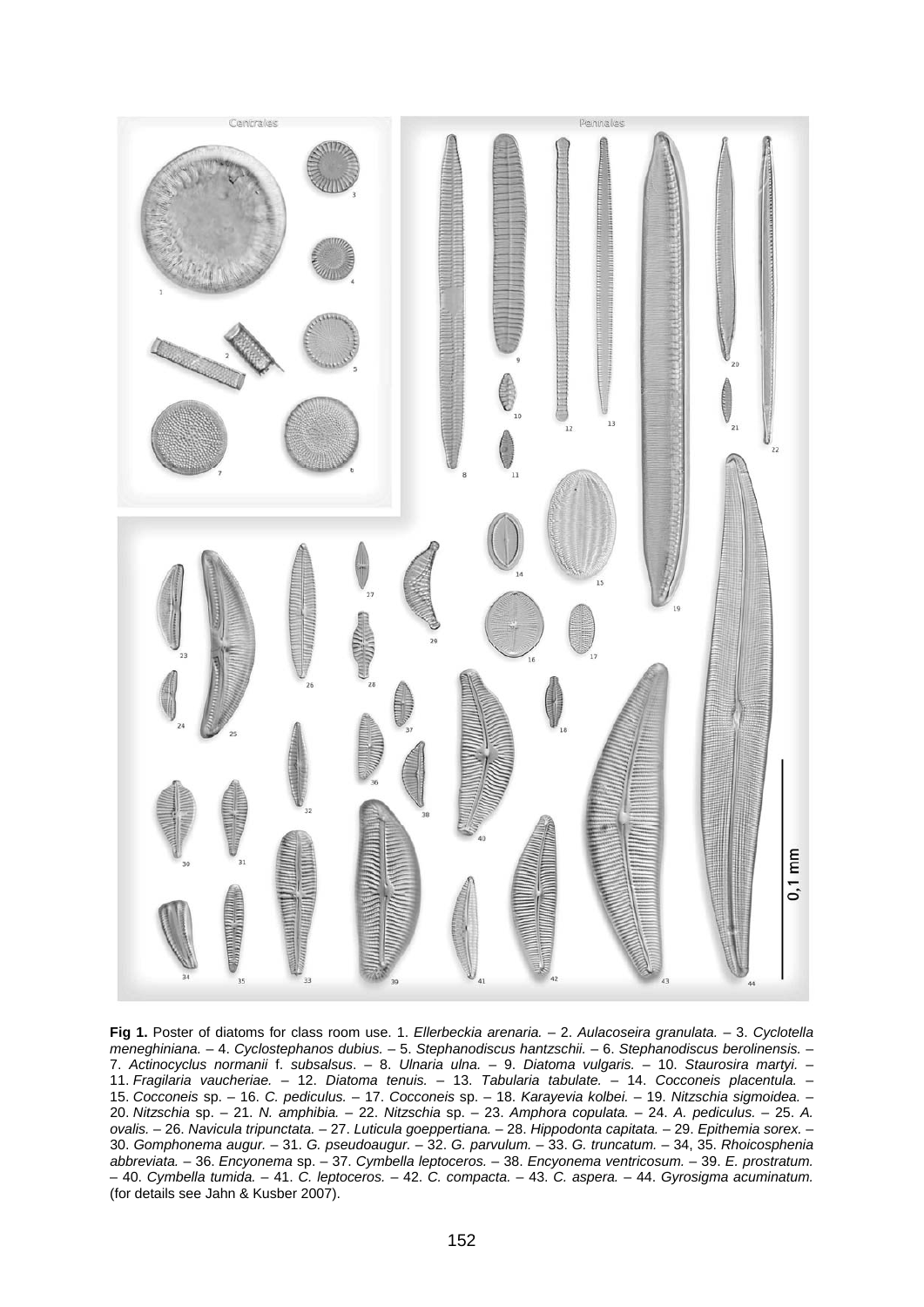**Fig 1.** Poster of diatoms for class room use. 1. *Ellerbeckia arenaria.* – 2. *Aulacoseira granulata.* – 3. *Cyclotella meneghiniana.* – 4. *Cyclostephanos dubius.* – 5. *Stephanodiscus hantzschii.* – 6. *Stephanodiscus berolinensis.* – 7. *Actinocyclus normanii* f. *subsalsus*. – 8. *Ulnaria ulna.* – 9. *Diatoma vulgaris.* – 10. *Staurosira martyi.* – 11. *Fragilaria vaucheriae.* – 12. *Diatoma tenuis.* – 13. *Tabularia tabulate.* – 14. *Cocconeis placentula.* – 15. *Cocconeis* sp. – 16. *C. pediculus.* – 17. *Cocconeis* sp. – 18. *Karayevia kolbei.* – 19. *Nitzschia sigmoidea.* – 20. *Nitzschia* sp. – 21. *N. amphibia.* – 22. *Nitzschia* sp. – 23. *Amphora copulata.* – 24. *A. pediculus.* – 25. *A. ovalis.* – 26. *Navicula tripunctata.* – 27. *Luticula goeppertiana.* – 28. *Hippodonta capitata.* – 29. *Epithemia sorex.* – 30. *Gomphonema augur.* – 31. *G. pseudoaugur.* – 32. *G. parvulum.* – 33. *G. truncatum.* – 34, 35. *Rhoicosphenia abbreviata.* – 36. *Encyonema* sp. – 37. *Cymbella leptoceros.* – 38. *Encyonema ventricosum.* – 39. *E. prostratum.* – 40. *Cymbella tumida.* – 41. *C. leptoceros.* – 42. *C. compacta.* – 43. *C. aspera.* – 44. *Gyrosigma acuminatum.* (for details see Jahn & Kusber 2007).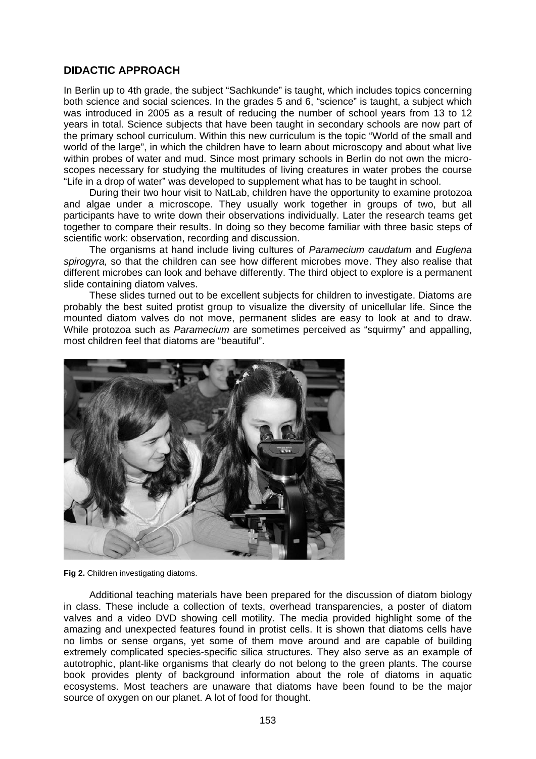## DIDACTIC APPROACH

In Berlin up to 4th grade, the subject "Sachkunde" is taught, which includes topics concerning both science and social sciences. In the grades 5 and 6, "science" is taught, a subject which was introduced in 2005 as a result of reducing the number of school years from 13 to 12 years in total. Science subjects that have been taught in secondary schools are now part of the primary school curriculum. Within this new curriculum is the topic "World of the small and world of the large", in which the children have to learn about microscopy and about what live within probes of water and mud. Since most primary schools in Berlin do not own the microscopes necessary for studying the multitudes of living creatures in water probes the course "Life in a drop of water" was developed to supplement what has to be taught in school.

During their two hour visit to NatLab, children have the opportunity to examine protozoa and algae under a microscope. They usually work together in groups of two, but all participants have to write down their observations individually. Later the research teams get together to compare their results. In doing so they become familiar with three basic steps of scientific work: observation, recording and discussion.

The organisms at hand include living cultures of *Paramecium caudatum* and *Euglena spirogyra,* so that the children can see how different microbes move. They also realise that different microbes can look and behave differently. The third object to explore is a permanent slide containing diatom valves.

These slides turned out to be excellent subjects for children to investigate. Diatoms are probably the best suited protist group to visualize the diversity of unicellular life. Since the mounted diatom valves do not move, permanent slides are easy to look at and to draw. While protozoa such as *Paramecium* are sometimes perceived as "squirmy" and appalling, most children feel that diatoms are "beautiful".

**Fig 2.** Children investigating diatoms.

Additional teaching materials have been prepared for the discussion of diatom biology in class. These include a collection of texts, overhead transparencies, a poster of diatom valves and a video DVD showing cell motility. The media provided highlight some of the amazing and unexpected features found in protist cells. It is shown that diatoms cells have no limbs or sense organs, yet some of them move around and are capable of building extremely complicated species-specific silica structures. They also serve as an example of autotrophic, plant-like organisms that clearly do not belong to the green plants. The course book provides plenty of background information about the role of diatoms in aquatic ecosystems. Most teachers are unaware that diatoms have been found to be the major source of oxygen on our planet. A lot of food for thought.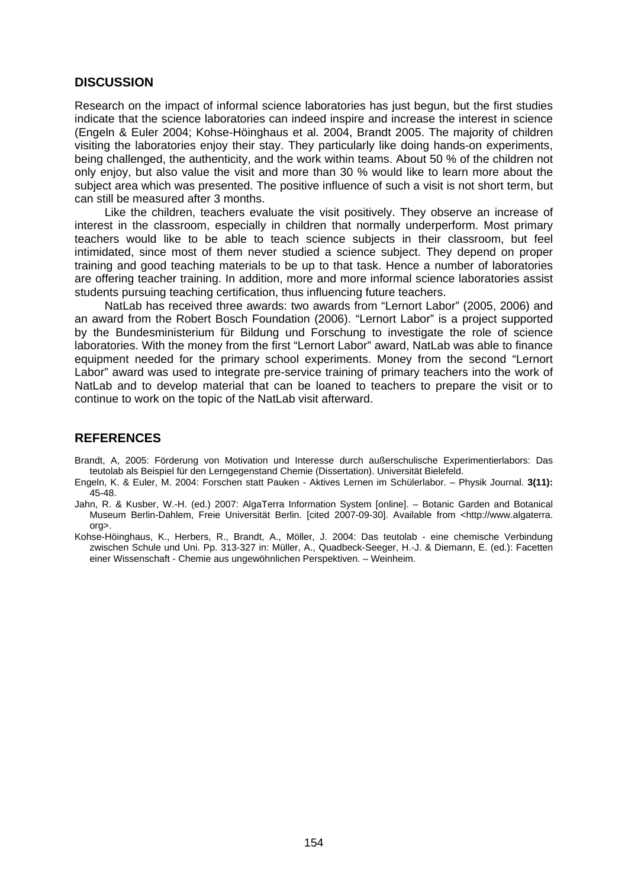## DISCUSSION

Research on the impact of informal science laboratories has just begun, but the first studies indicate that the science laboratories can indeed inspire and increase the interest in science (Engeln & Euler 2004; Kohse-Höinghaus et al. 2004, Brandt 2005. The majority of children visiting the laboratories enjoy their stay. They particularly like doing hands-on experiments, being challenged, the authenticity, and the work within teams. About 50 % of the children not only enjoy, but also value the visit and more than 30 % would like to learn more about the subject area which was presented. The positive influence of such a visit is not short term, but can still be measured after 3 months.

Like the children, teachers evaluate the visit positively. They observe an increase of interest in the classroom, especially in children that normally underperform. Most primary teachers would like to be able to teach science subjects in their classroom, but feel intimidated, since most of them never studied a science subject. They depend on proper training and good teaching materials to be up to that task. Hence a number of laboratories are offering teacher training. In addition, more and more informal science laboratories assist students pursuing teaching certification, thus influencing future teachers.

NatLab has received three awards: two awards from "Lernort Labor" (2005, 2006) and an award from the Robert Bosch Foundation (2006). "Lernort Labor" is a project supported by the Bundesministerium für Bildung und Forschung to investigate the role of science laboratories. With the money from the first "Lernort Labor" award, NatLab was able to finance equipment needed for the primary school experiments. Money from the second "Lernort Labor" award was used to integrate pre-service training of primary teachers into the work of NatLab and to develop material that can be loaned to teachers to prepare the visit or to continue to work on the topic of the NatLab visit afterward.

## REFERENCES

Brandt, A, 2005: Förderung von Motivation und Interesse durch außerschulische Experimentierlabors: Das teutolab als Beispiel für den Lerngegenstand Chemie (Dissertation). Universität Bielefeld.

Engeln, K. & Euler, M. 2004: Forschen statt Pauken - Aktives Lernen im Schülerlabor. – Physik Journal. **3(11):** 45-48.

Jahn, R. & Kusber, W.-H. (ed.) 2007: AlgaTerra Information System [online]. – Botanic Garden and Botanical Museum Berlin-Dahlem, Freie Universität Berlin. [cited 2007-09-30]. Available from <http://www.algaterra.org>.

Kohse-Höinghaus, K., Herbers, R., Brandt, A., Möller, J. 2004: Das teutolab - eine chemische Verbindung zwischen Schule und Uni. Pp. 313-327 in: Müller, A., Quadbeck-Seeger, H.-J. & Diemann, E. (ed.): Facetten einer Wissenschaft - Chemie aus ungewöhnlichen Perspektiven. – Weinheim.